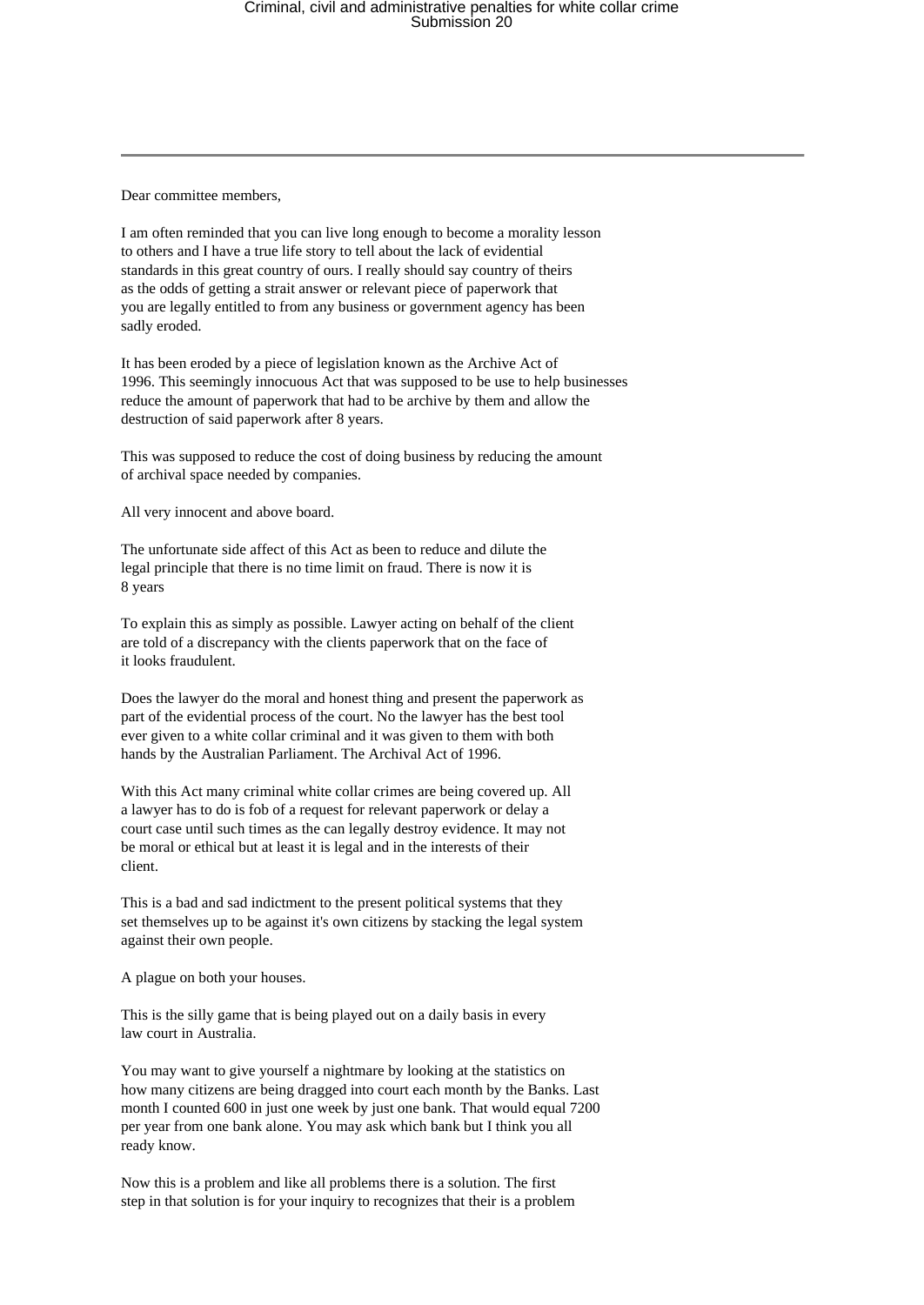Dear committee members,

I am often reminded that you can live long enough to become a morality lesson to others and I have a true life story to tell about the lack of evidential standards in this great country of ours. I really should say country of theirs as the odds of getting a strait answer or relevant piece of paperwork that you are legally entitled to from any business or government agency has been sadly eroded.

It has been eroded by a piece of legislation known as the Archive Act of 1996. This seemingly innocuous Act that was supposed to be use to help businesses reduce the amount of paperwork that had to be archive by them and allow the destruction of said paperwork after 8 years.

This was supposed to reduce the cost of doing business by reducing the amount of archival space needed by companies.

All very innocent and above board.

The unfortunate side affect of this Act as been to reduce and dilute the legal principle that there is no time limit on fraud. There is now it is 8 years

To explain this as simply as possible. Lawyer acting on behalf of the client are told of a discrepancy with the clients paperwork that on the face of it looks fraudulent.

Does the lawyer do the moral and honest thing and present the paperwork as part of the evidential process of the court. No the lawyer has the best tool ever given to a white collar criminal and it was given to them with both hands by the Australian Parliament. The Archival Act of 1996.

With this Act many criminal white collar crimes are being covered up. All a lawyer has to do is fob of a request for relevant paperwork or delay a court case until such times as the can legally destroy evidence. It may not be moral or ethical but at least it is legal and in the interests of their client.

This is a bad and sad indictment to the present political systems that they set themselves up to be against it's own citizens by stacking the legal system against their own people.

A plague on both your houses.

This is the silly game that is being played out on a daily basis in every law court in Australia.

You may want to give yourself a nightmare by looking at the statistics on how many citizens are being dragged into court each month by the Banks. Last month I counted 600 in just one week by just one bank. That would equal 7200 per year from one bank alone. You may ask which bank but I think you all ready know.

Now this is a problem and like all problems there is a solution. The first step in that solution is for your inquiry to recognizes that their is a problem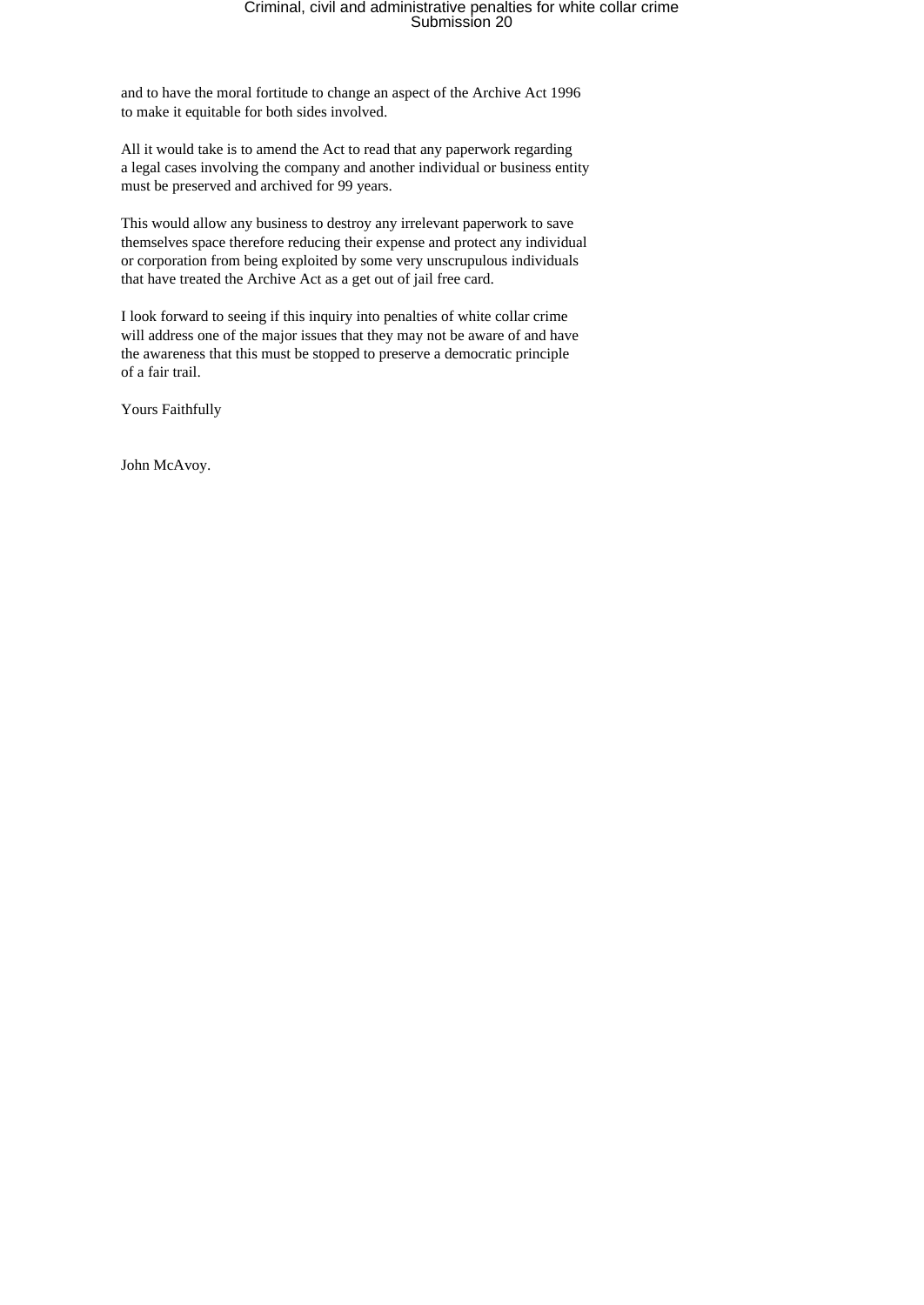and to have the moral fortitude to change an aspect of the Archive Act 1996 to make it equitable for both sides involved.

All it would take is to amend the Act to read that any paperwork regarding a legal cases involving the company and another individual or business entity must be preserved and archived for 99 years.

This would allow any business to destroy any irrelevant paperwork to save themselves space therefore reducing their expense and protect any individual or corporation from being exploited by some very unscrupulous individuals that have treated the Archive Act as a get out of jail free card.

I look forward to seeing if this inquiry into penalties of white collar crime will address one of the major issues that they may not be aware of and have the awareness that this must be stopped to preserve a democratic principle of a fair trail.

Yours Faithfully

John McAvoy.